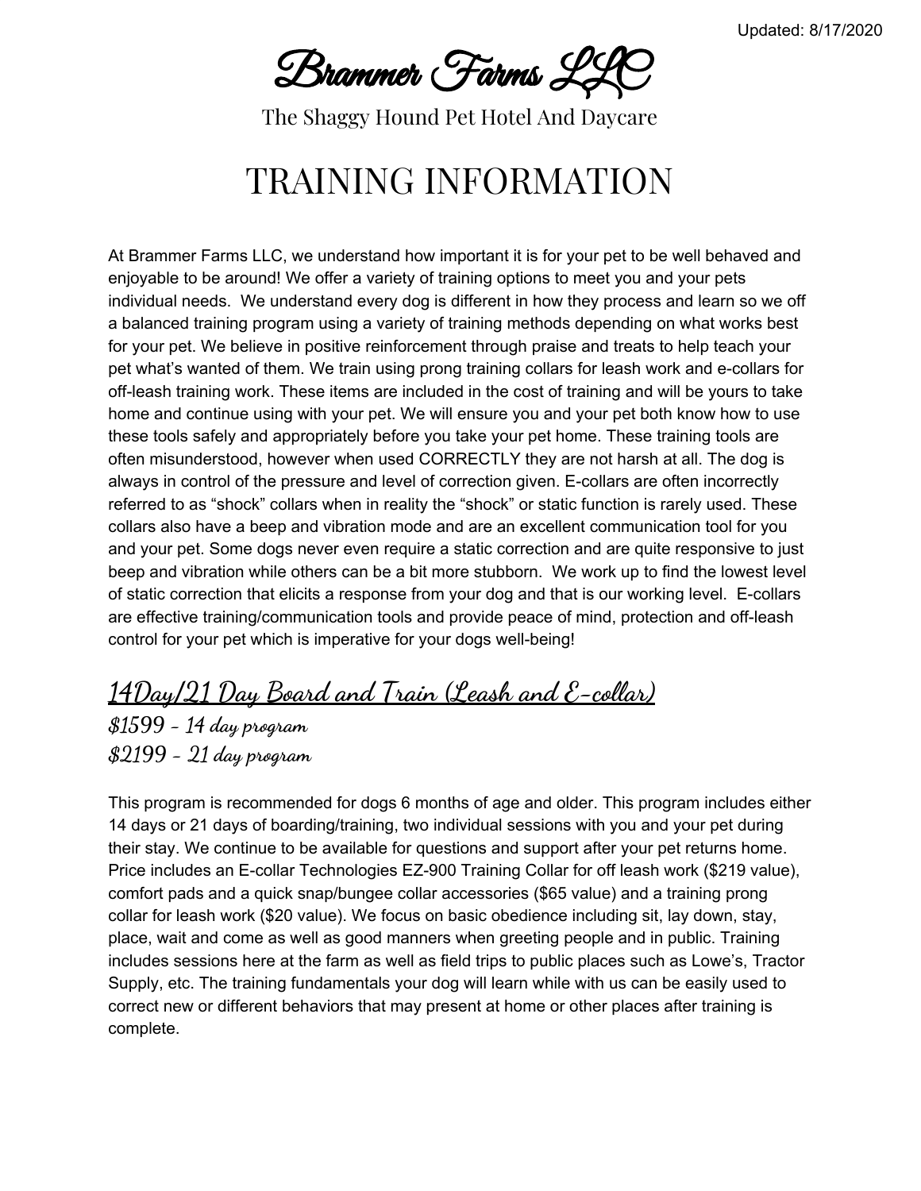Updated: 8/17/2020

# Brammer Farms LLC

The Shaggy Hound Pet Hotel And Daycare

# TRAINING INFORMATION

At Brammer Farms LLC, we understand how important it is for your pet to be well behaved and enjoyable to be around! We offer a variety of training options to meet you and your pets individual needs. We understand every dog is different in how they process and learn so we off a balanced training program using a variety of training methods depending on what works best for your pet. We believe in positive reinforcement through praise and treats to help teach your pet what's wanted of them. We train using prong training collars for leash work and e-collars for off-leash training work. These items are included in the cost of training and will be yours to take home and continue using with your pet. We will ensure you and your pet both know how to use these tools safely and appropriately before you take your pet home. These training tools are often misunderstood, however when used CORRECTLY they are not harsh at all. The dog is always in control of the pressure and level of correction given. E-collars are often incorrectly referred to as "shock" collars when in reality the "shock" or static function is rarely used. These collars also have a beep and vibration mode and are an excellent communication tool for you and your pet. Some dogs never even require a static correction and are quite responsive to just beep and vibration while others can be a bit more stubborn. We work up to find the lowest level of static correction that elicits a response from your dog and that is our working level. E-collars are effective training/communication tools and provide peace of mind, protection and off-leash control for your pet which is imperative for your dogs well-being!

## 14Day/21 Day Board and Train (Leash and E-collar)

$1599 - 14 day program
$2199 - 21 day program

This program is recommended for dogs 6 months of age and older. This program includes either 14 days or 21 days of boarding/training, two individual sessions with you and your pet during their stay. We continue to be available for questions and support after your pet returns home. Price includes an E-collar Technologies EZ-900 Training Collar for off leash work ($219 value), comfort pads and a quick snap/bungee collar accessories ($65 value) and a training prong collar for leash work ($20 value). We focus on basic obedience including sit, lay down, stay, place, wait and come as well as good manners when greeting people and in public. Training includes sessions here at the farm as well as field trips to public places such as Lowe's, Tractor Supply, etc. The training fundamentals your dog will learn while with us can be easily used to correct new or different behaviors that may present at home or other places after training is complete.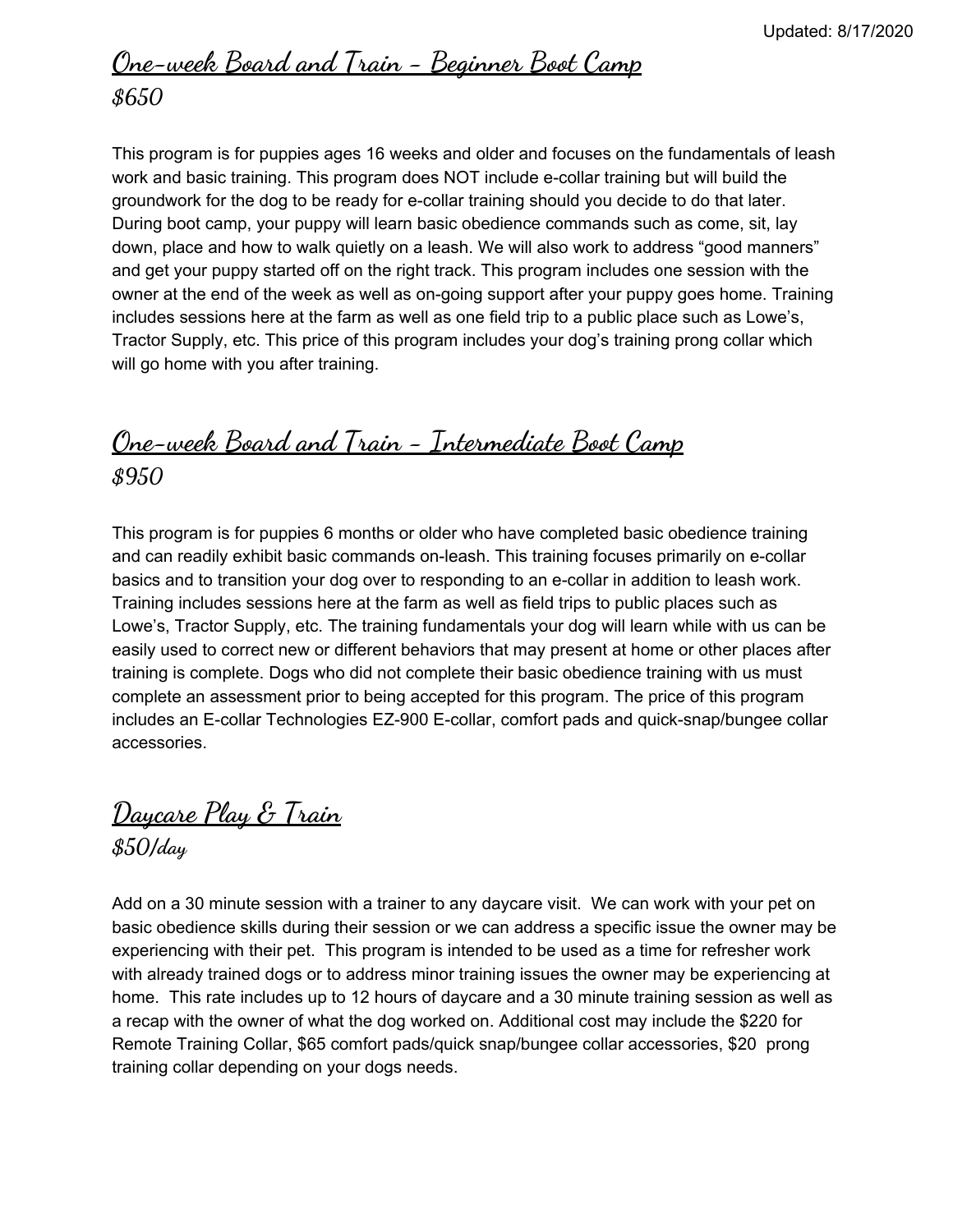Updated: 8/17/2020

## One-week Board and Train - Beginner Boot Camp

*$650*

This program is for puppies ages 16 weeks and older and focuses on the fundamentals of leash work and basic training. This program does NOT include e-collar training but will build the groundwork for the dog to be ready for e-collar training should you decide to do that later. During boot camp, your puppy will learn basic obedience commands such as come, sit, lay down, place and how to walk quietly on a leash. We will also work to address "good manners" and get your puppy started off on the right track. This program includes one session with the owner at the end of the week as well as on-going support after your puppy goes home. Training includes sessions here at the farm as well as one field trip to a public place such as Lowe's, Tractor Supply, etc. This price of this program includes your dog's training prong collar which will go home with you after training.

## One-week Board and Train - Intermediate Boot Camp

*$950*

This program is for puppies 6 months or older who have completed basic obedience training and can readily exhibit basic commands on-leash. This training focuses primarily on e-collar basics and to transition your dog over to responding to an e-collar in addition to leash work. Training includes sessions here at the farm as well as field trips to public places such as Lowe's, Tractor Supply, etc. The training fundamentals your dog will learn while with us can be easily used to correct new or different behaviors that may present at home or other places after training is complete. Dogs who did not complete their basic obedience training with us must complete an assessment prior to being accepted for this program. The price of this program includes an E-collar Technologies EZ-900 E-collar, comfort pads and quick-snap/bungee collar accessories.

## Daycare Play & Train

*$50/day*

Add on a 30 minute session with a trainer to any daycare visit. We can work with your pet on basic obedience skills during their session or we can address a specific issue the owner may be experiencing with their pet. This program is intended to be used as a time for refresher work with already trained dogs or to address minor training issues the owner may be experiencing at home. This rate includes up to 12 hours of daycare and a 30 minute training session as well as a recap with the owner of what the dog worked on. Additional cost may include the $220 for Remote Training Collar, $65 comfort pads/quick snap/bungee collar accessories, $20 prong training collar depending on your dogs needs.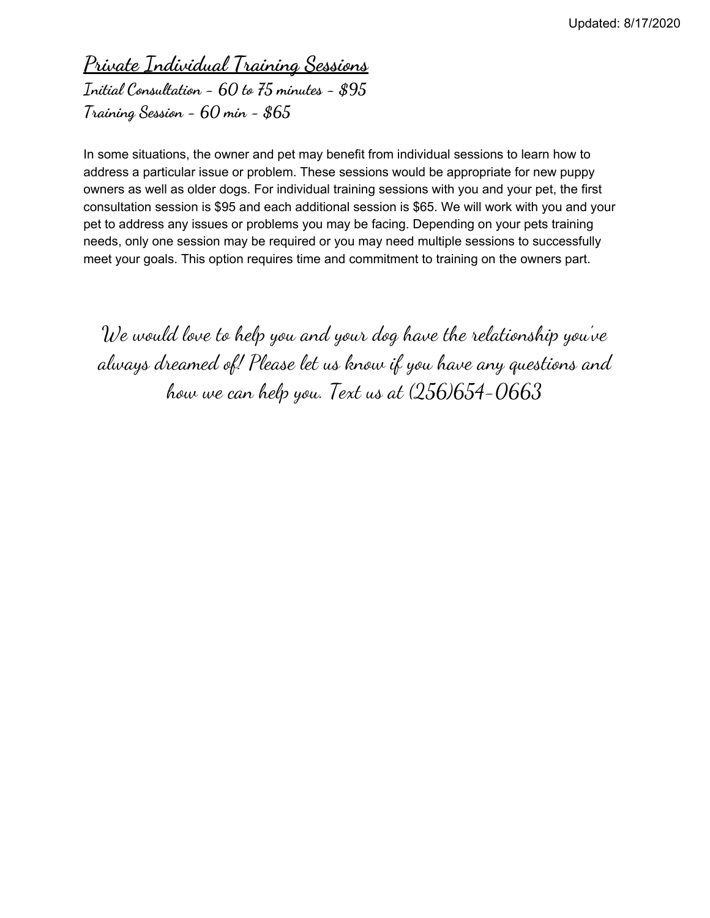Updated: 8/17/2020

## Private Individual Training Sessions

Initial Consultation - 60 to 75 minutes - $95
Training Session - 60 min - $65

In some situations, the owner and pet may benefit from individual sessions to learn how to address a particular issue or problem. These sessions would be appropriate for new puppy owners as well as older dogs. For individual training sessions with you and your pet, the first consultation session is $95 and each additional session is $65. We will work with you and your pet to address any issues or problems you may be facing. Depending on your pets training needs, only one session may be required or you may need multiple sessions to successfully meet your goals. This option requires time and commitment to training on the owners part.

*We would love to help you and your dog have the relationship you've always dreamed of! Please let us know if you have any questions and how we can help you. Text us at (256)654-0663*